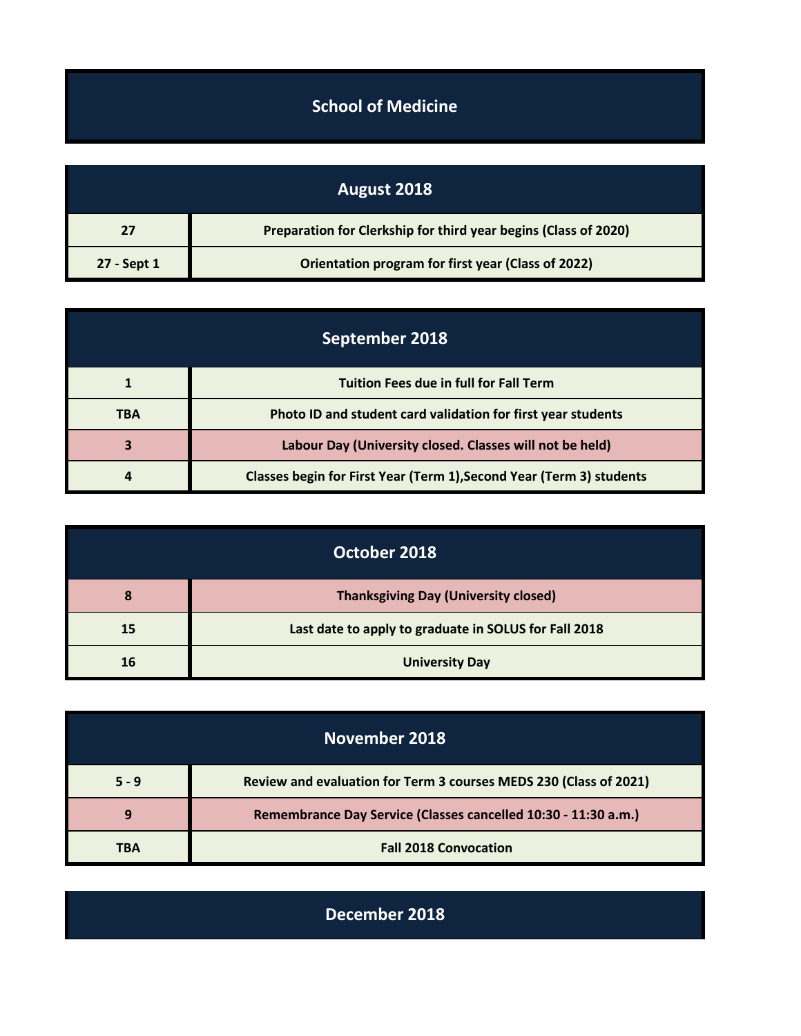# School of Medicine

## August 2018

| Date | Event |
| --- | --- |
| 27 | Preparation for Clerkship for third year begins (Class of 2020) |
| 27 - Sept 1 | Orientation program for first year (Class of 2022) |

## September 2018

| Date | Event |
| --- | --- |
| 1 | Tuition Fees due in full for Fall Term |
| TBA | Photo ID and student card validation for first year students |
| 3 | Labour Day (University closed. Classes will not be held) |
| 4 | Classes begin for First Year (Term 1),Second Year (Term 3) students |

## October 2018

| Date | Event |
| --- | --- |
| 8 | Thanksgiving Day (University closed) |
| 15 | Last date to apply to graduate in SOLUS for Fall 2018 |
| 16 | University Day |

## November 2018

| Date | Event |
| --- | --- |
| 5 - 9 | Review and evaluation for Term 3 courses MEDS 230 (Class of 2021) |
| 9 | Remembrance Day Service (Classes cancelled 10:30 - 11:30 a.m.) |
| TBA | Fall 2018 Convocation |

## December 2018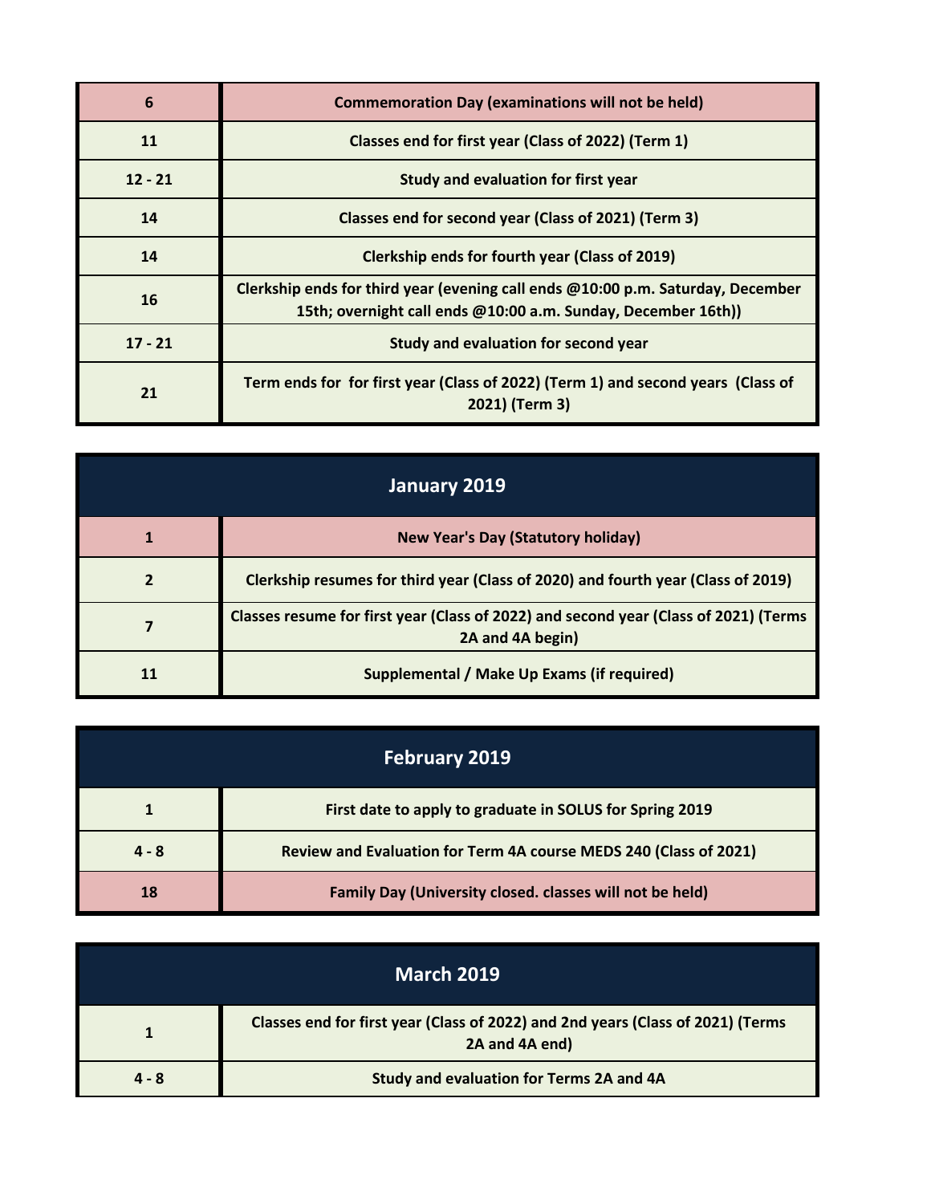| | |
|---|---|
| **6** | **Commemoration Day (examinations will not be held)** |
| **11** | **Classes end for first year (Class of 2022) (Term 1)** |
| **12 - 21** | **Study and evaluation for first year** |
| **14** | **Classes end for second year (Class of 2021) (Term 3)** |
| **14** | **Clerkship ends for fourth year (Class of 2019)** |
| **16** | **Clerkship ends for third year (evening call ends @10:00 p.m. Saturday, December 15th; overnight call ends @10:00 a.m. Sunday, December 16th))** |
| **17 - 21** | **Study and evaluation for second year** |
| **21** | **Term ends for for first year (Class of 2022) (Term 1) and second years (Class of 2021) (Term 3)** |

| **January 2019** | |
|---|---|
| **1** | **New Year's Day (Statutory holiday)** |
| **2** | **Clerkship resumes for third year (Class of 2020) and fourth year (Class of 2019)** |
| **7** | **Classes resume for first year (Class of 2022) and second year (Class of 2021) (Terms 2A and 4A begin)** |
| **11** | **Supplemental / Make Up Exams (if required)** |

| **February 2019** | |
|---|---|
| **1** | **First date to apply to graduate in SOLUS for Spring 2019** |
| **4 - 8** | **Review and Evaluation for Term 4A course MEDS 240 (Class of 2021)** |
| **18** | **Family Day (University closed. classes will not be held)** |

| **March 2019** | |
|---|---|
| **1** | **Classes end for first year (Class of 2022) and 2nd years (Class of 2021) (Terms 2A and 4A end)** |
| **4 - 8** | **Study and evaluation for Terms 2A and 4A** |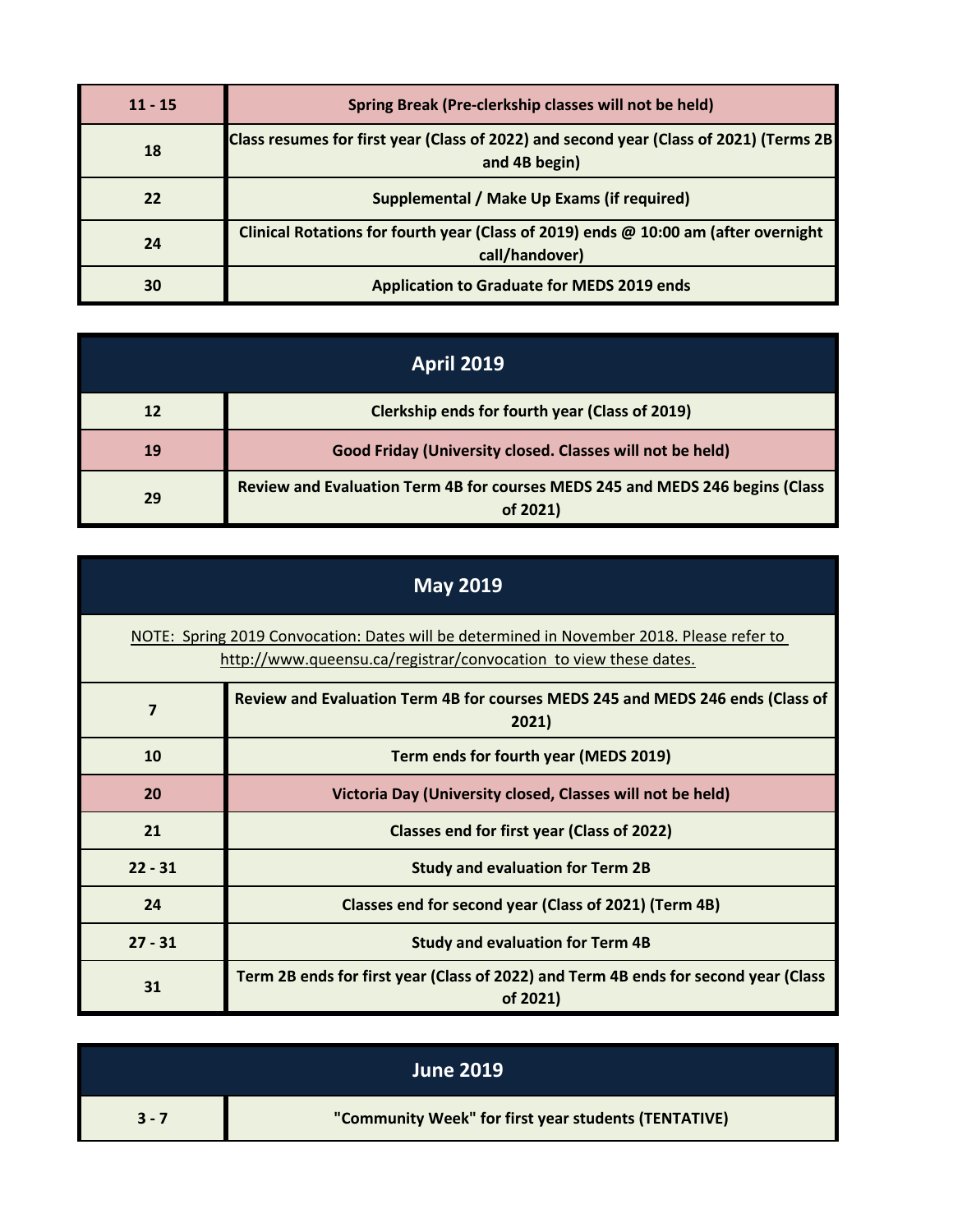| | |
|---|---|
| 11 - 15 | **Spring Break (Pre-clerkship classes will not be held)** |
| 18 | **Class resumes for first year (Class of 2022) and second year (Class of 2021) (Terms 2B and 4B begin)** |
| 22 | **Supplemental / Make Up Exams (if required)** |
| 24 | **Clinical Rotations for fourth year (Class of 2019) ends @ 10:00 am (after overnight call/handover)** |
| 30 | **Application to Graduate for MEDS 2019 ends** |

## April 2019

| | |
|---|---|
| 12 | **Clerkship ends for fourth year (Class of 2019)** |
| 19 | **Good Friday (University closed. Classes will not be held)** |
| 29 | **Review and Evaluation Term 4B for courses MEDS 245 and MEDS 246 begins (Class of 2021)** |

## May 2019

NOTE: Spring 2019 Convocation: Dates will be determined in November 2018. Please refer to http://www.queensu.ca/registrar/convocation to view these dates.

| | |
|---|---|
| 7 | **Review and Evaluation Term 4B for courses MEDS 245 and MEDS 246 ends (Class of 2021)** |
| 10 | **Term ends for fourth year (MEDS 2019)** |
| 20 | **Victoria Day (University closed, Classes will not be held)** |
| 21 | **Classes end for first year (Class of 2022)** |
| 22 - 31 | **Study and evaluation for Term 2B** |
| 24 | **Classes end for second year (Class of 2021) (Term 4B)** |
| 27 - 31 | **Study and evaluation for Term 4B** |
| 31 | **Term 2B ends for first year (Class of 2022) and Term 4B ends for second year (Class of 2021)** |

## June 2019

| | |
|---|---|
| 3 - 7 | **"Community Week" for first year students (TENTATIVE)** |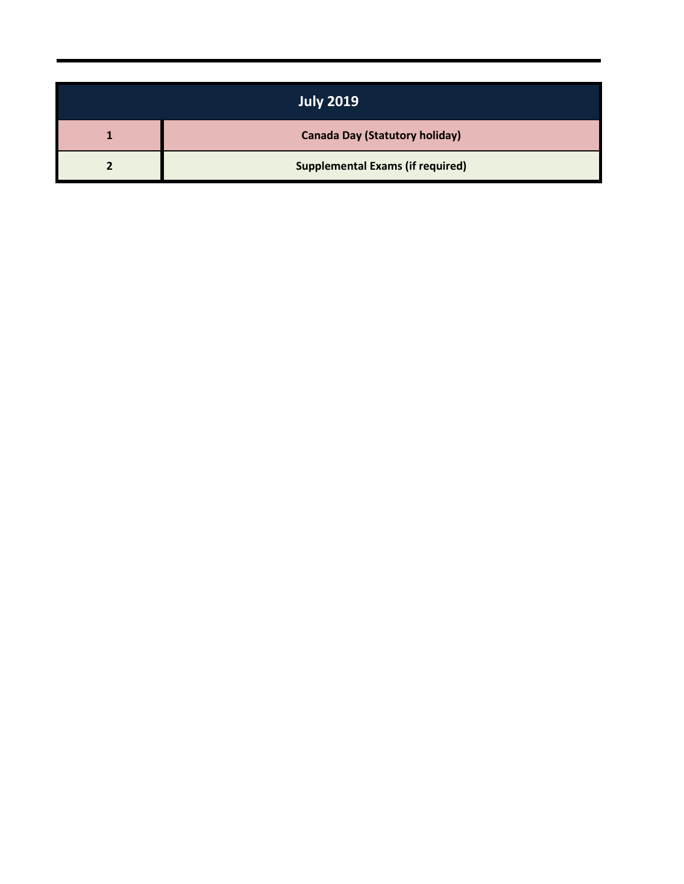| July 2019 | |
|---|---|
| 1 | Canada Day (Statutory holiday) |
| 2 | Supplemental Exams (if required) |